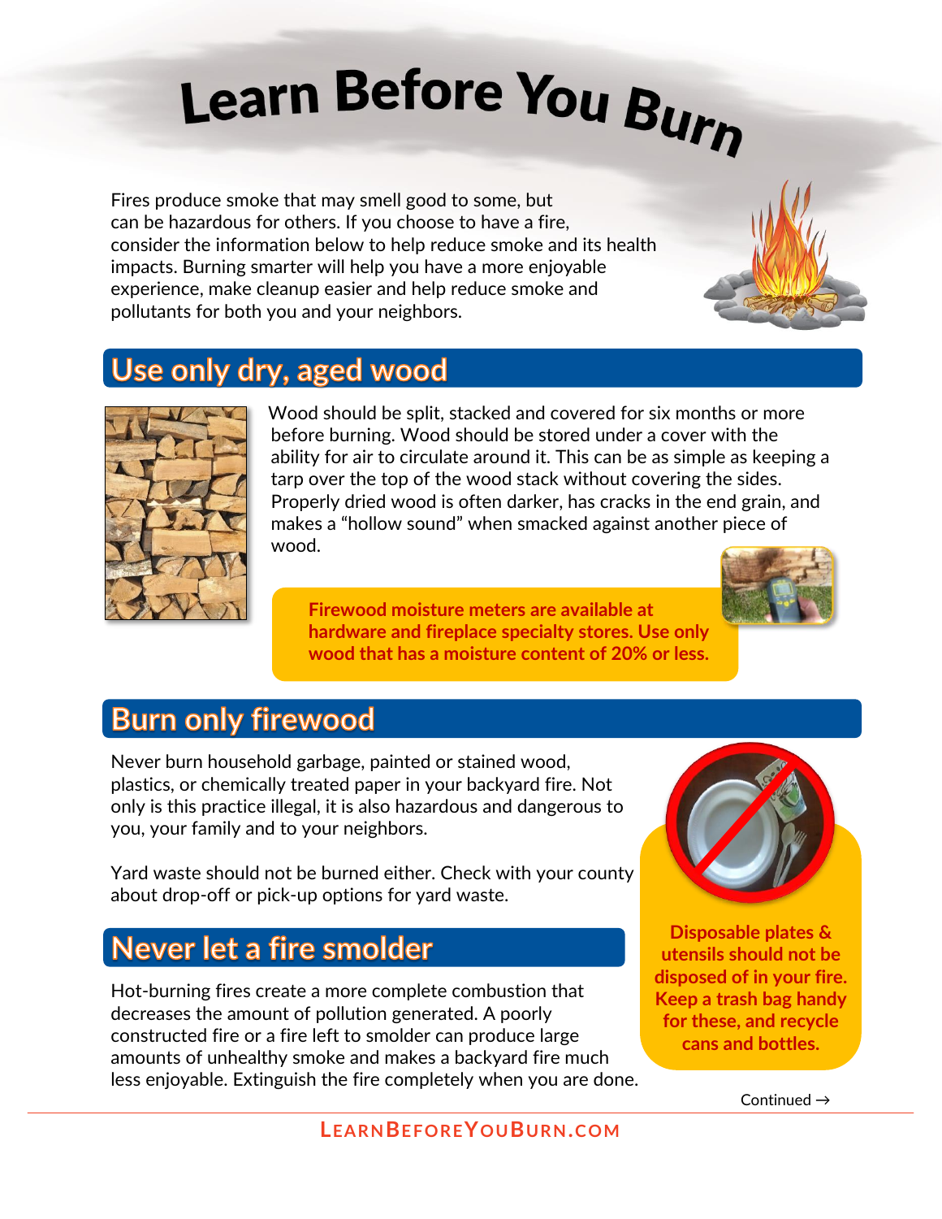# Learn Before You Burn

Fires produce smoke that may smell good to some, but can be hazardous for others. If you choose to have a fire, consider the information below to help reduce smoke and its health impacts. Burning smarter will help you have a more enjoyable experience, make cleanup easier and help reduce smoke and pollutants for both you and your neighbors.

## Use only dry, aged wood

Wood should be split, stacked and covered for six months or more before burning. Wood should be stored under a cover with the ability for air to circulate around it. This can be as simple as keeping a tarp over the top of the wood stack without covering the sides. Properly dried wood is often darker, has cracks in the end grain, and makes a "hollow sound" when smacked against another piece of wood.

**Firewood moisture meters are available at hardware and fireplace specialty stores. Use only wood that has a moisture content of 20% or less.**

## Burn only firewood

Never burn household garbage, painted or stained wood, plastics, or chemically treated paper in your backyard fire. Not only is this practice illegal, it is also hazardous and dangerous to you, your family and to your neighbors.

Yard waste should not be burned either. Check with your county about drop-off or pick-up options for yard waste.

**Disposable plates & utensils should not be disposed of in your fire. Keep a trash bag handy for these, and recycle cans and bottles.**

## Never let a fire smolder

Hot-burning fires create a more complete combustion that decreases the amount of pollution generated. A poorly constructed fire or a fire left to smolder can produce large amounts of unhealthy smoke and makes a backyard fire much less enjoyable. Extinguish the fire completely when you are done.

Continued →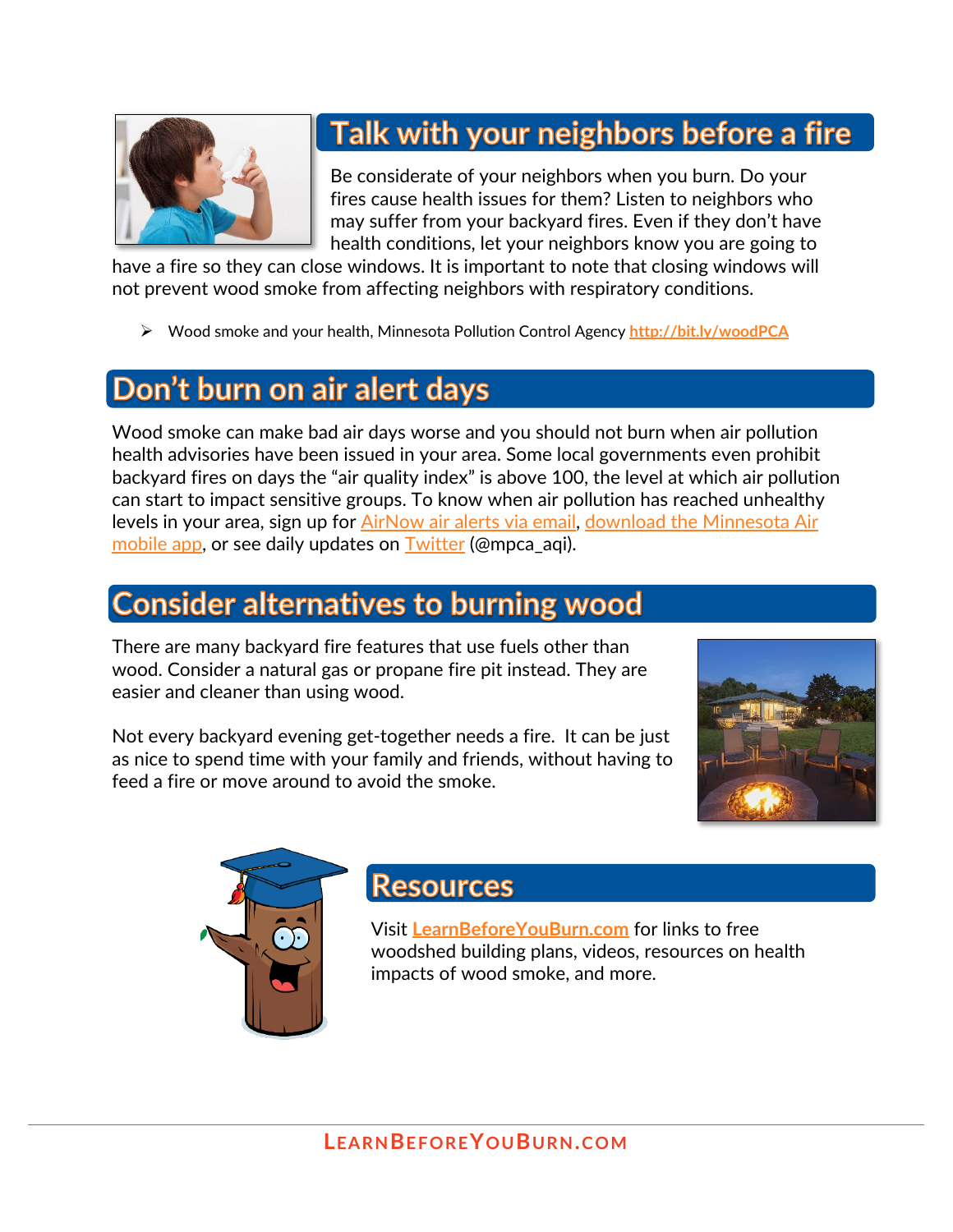## Talk with your neighbors before a fire

Be considerate of your neighbors when you burn. Do your fires cause health issues for them? Listen to neighbors who may suffer from your backyard fires. Even if they don't have health conditions, let your neighbors know you are going to have a fire so they can close windows. It is important to note that closing windows will not prevent wood smoke from affecting neighbors with respiratory conditions.

- Wood smoke and your health, Minnesota Pollution Control Agency **http://bit.ly/woodPCA**

## Don't burn on air alert days

Wood smoke can make bad air days worse and you should not burn when air pollution health advisories have been issued in your area. Some local governments even prohibit backyard fires on days the "air quality index" is above 100, the level at which air pollution can start to impact sensitive groups. To know when air pollution has reached unhealthy levels in your area, sign up for AirNow air alerts via email, download the Minnesota Air mobile app, or see daily updates on Twitter (@mpca_aqi).

## Consider alternatives to burning wood

There are many backyard fire features that use fuels other than wood. Consider a natural gas or propane fire pit instead. They are easier and cleaner than using wood.

Not every backyard evening get-together needs a fire. It can be just as nice to spend time with your family and friends, without having to feed a fire or move around to avoid the smoke.

## Resources

Visit **LearnBeforeYouBurn.com** for links to free woodshed building plans, videos, resources on health impacts of wood smoke, and more.